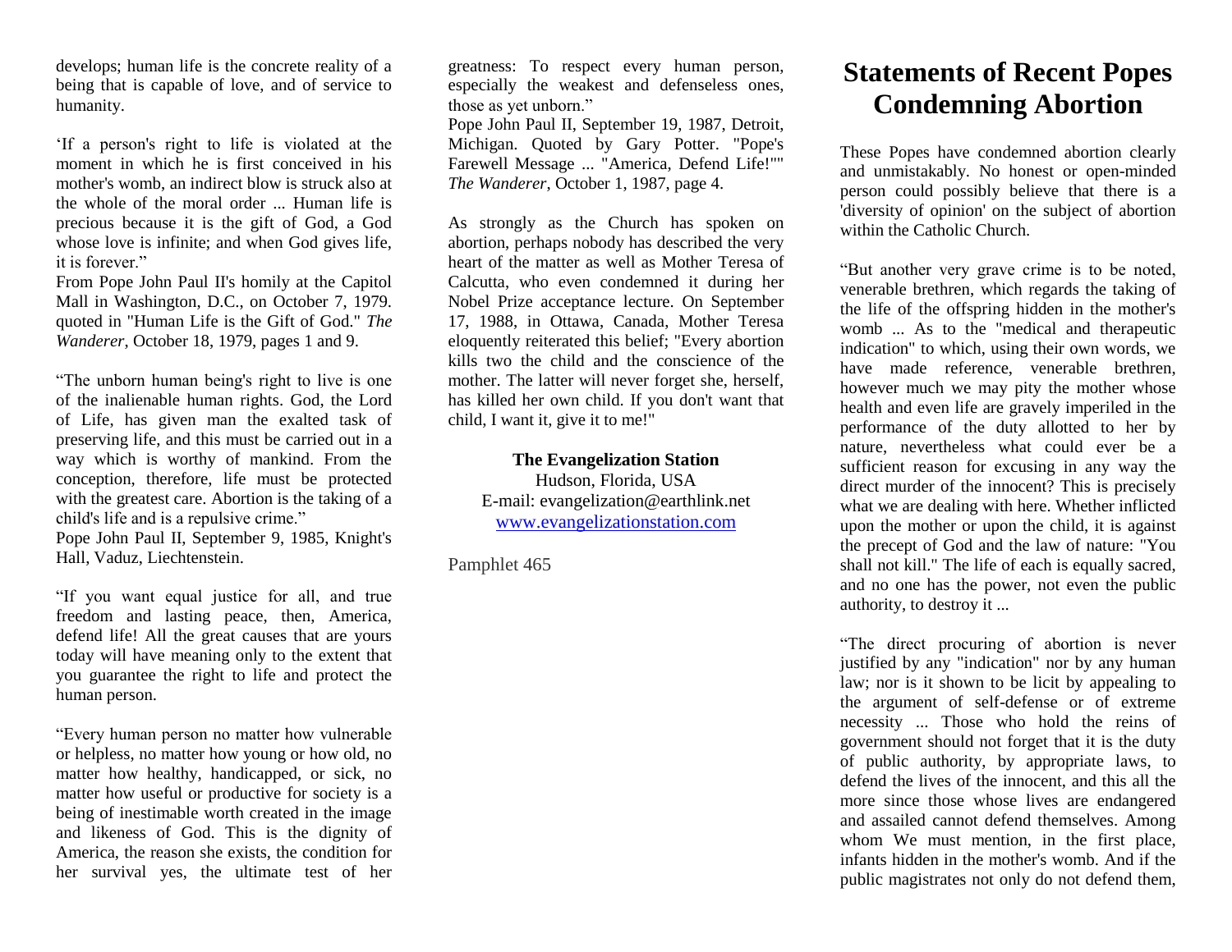develops; human life is the concrete reality of a being that is capable of love, and of service to humanity.

'If a person's right to life is violated at the moment in which he is first conceived in his mother's womb, an indirect blow is struck also at the whole of the moral order ... Human life is precious because it is the gift of God, a God whose love is infinite; and when God gives life, it is forever."

From Pope John Paul II's homily at the Capitol Mall in Washington, D.C., on October 7, 1979. quoted in "Human Life is the Gift of God." *The Wanderer*, October 18, 1979, pages 1 and 9.

"The unborn human being's right to live is one of the inalienable human rights. God, the Lord of Life, has given man the exalted task of preserving life, and this must be carried out in a way which is worthy of mankind. From the conception, therefore, life must be protected with the greatest care. Abortion is the taking of a child's life and is a repulsive crime."

Pope John Paul II, September 9, 1985, Knight's Hall, Vaduz, Liechtenstein.

"If you want equal justice for all, and true freedom and lasting peace, then, America, defend life! All the great causes that are yours today will have meaning only to the extent that you guarantee the right to life and protect the human person.

"Every human person no matter how vulnerable or helpless, no matter how young or how old, no matter how healthy, handicapped, or sick, no matter how useful or productive for society is a being of inestimable worth created in the image and likeness of God. This is the dignity of America, the reason she exists, the condition for her survival yes, the ultimate test of her greatness: To respect every human person, especially the weakest and defenseless ones, those as yet unborn."

Pope John Paul II, September 19, 1987, Detroit, Michigan. Quoted by Gary Potter. "Pope's Farewell Message ... "America, Defend Life!"" *The Wanderer*, October 1, 1987, page 4.

As strongly as the Church has spoken on abortion, perhaps nobody has described the very heart of the matter as well as Mother Teresa of Calcutta, who even condemned it during her Nobel Prize acceptance lecture. On September 17, 1988, in Ottawa, Canada, Mother Teresa eloquently reiterated this belief; "Every abortion kills two the child and the conscience of the mother. The latter will never forget she, herself, has killed her own child. If you don't want that child, I want it, give it to me!"

**The Evangelization Station**
Hudson, Florida, USA
E-mail: evangelization@earthlink.net
[www.evangelizationstation.com](http://www.evangelizationstation.com)

Pamphlet 465

# Statements of Recent Popes Condemning Abortion

These Popes have condemned abortion clearly and unmistakably. No honest or open-minded person could possibly believe that there is a 'diversity of opinion' on the subject of abortion within the Catholic Church.

"But another very grave crime is to be noted, venerable brethren, which regards the taking of the life of the offspring hidden in the mother's womb ... As to the "medical and therapeutic indication" to which, using their own words, we have made reference, venerable brethren, however much we may pity the mother whose health and even life are gravely imperiled in the performance of the duty allotted to her by nature, nevertheless what could ever be a sufficient reason for excusing in any way the direct murder of the innocent? This is precisely what we are dealing with here. Whether inflicted upon the mother or upon the child, it is against the precept of God and the law of nature: "You shall not kill." The life of each is equally sacred, and no one has the power, not even the public authority, to destroy it ...

"The direct procuring of abortion is never justified by any "indication" nor by any human law; nor is it shown to be licit by appealing to the argument of self-defense or of extreme necessity ... Those who hold the reins of government should not forget that it is the duty of public authority, by appropriate laws, to defend the lives of the innocent, and this all the more since those whose lives are endangered and assailed cannot defend themselves. Among whom We must mention, in the first place, infants hidden in the mother's womb. And if the public magistrates not only do not defend them,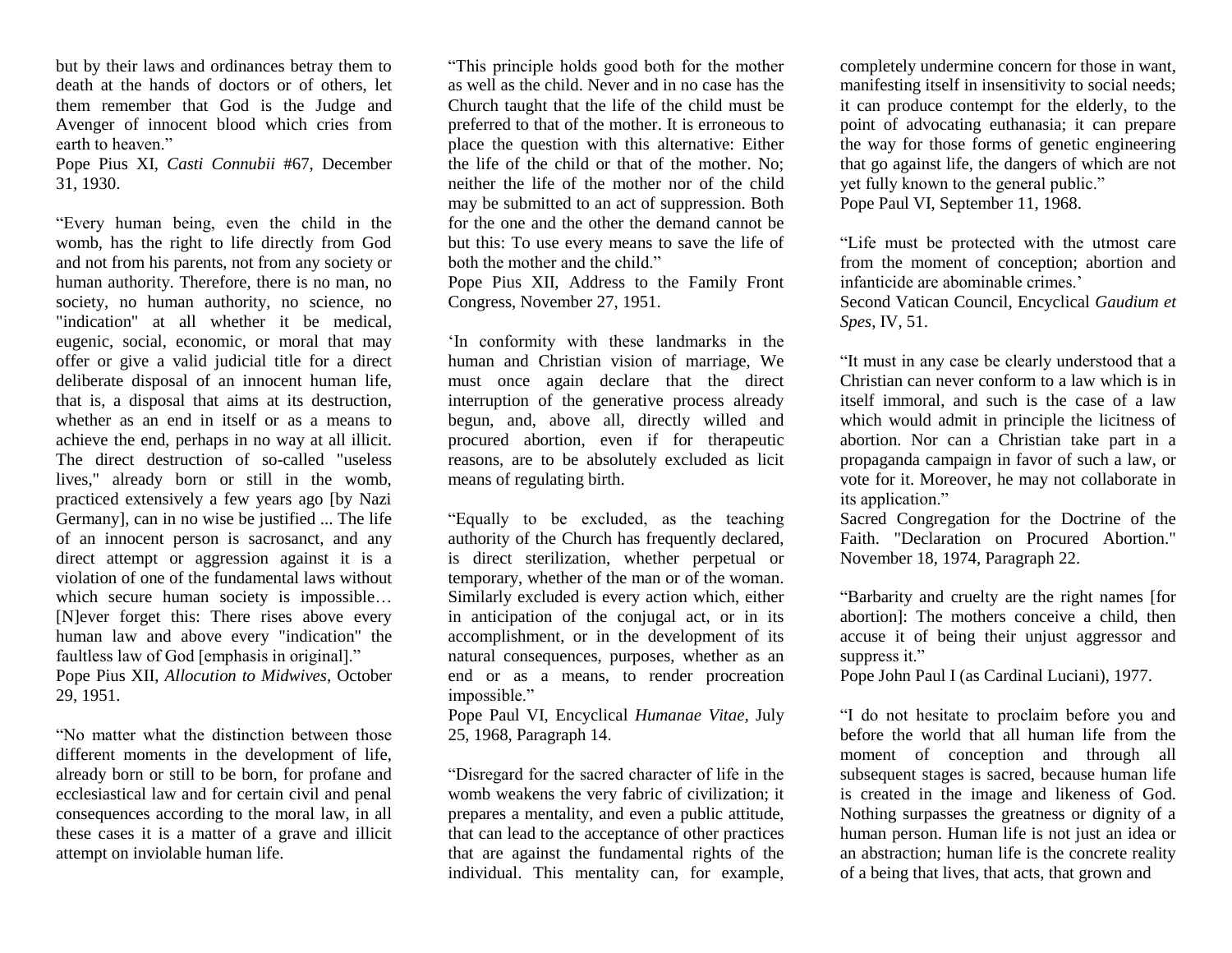but by their laws and ordinances betray them to death at the hands of doctors or of others, let them remember that God is the Judge and Avenger of innocent blood which cries from earth to heaven."
Pope Pius XI, *Casti Connubii* #67, December 31, 1930.

"Every human being, even the child in the womb, has the right to life directly from God and not from his parents, not from any society or human authority. Therefore, there is no man, no society, no human authority, no science, no "indication" at all whether it be medical, eugenic, social, economic, or moral that may offer or give a valid judicial title for a direct deliberate disposal of an innocent human life, that is, a disposal that aims at its destruction, whether as an end in itself or as a means to achieve the end, perhaps in no way at all illicit. The direct destruction of so-called "useless lives," already born or still in the womb, practiced extensively a few years ago [by Nazi Germany], can in no wise be justified ... The life of an innocent person is sacrosanct, and any direct attempt or aggression against it is a violation of one of the fundamental laws without which secure human society is impossible… [N]ever forget this: There rises above every human law and above every "indication" the faultless law of God [emphasis in original]."
Pope Pius XII, *Allocution to Midwives*, October 29, 1951.

"No matter what the distinction between those different moments in the development of life, already born or still to be born, for profane and ecclesiastical law and for certain civil and penal consequences according to the moral law, in all these cases it is a matter of a grave and illicit attempt on inviolable human life.

"This principle holds good both for the mother as well as the child. Never and in no case has the Church taught that the life of the child must be preferred to that of the mother. It is erroneous to place the question with this alternative: Either the life of the child or that of the mother. No; neither the life of the mother nor of the child may be submitted to an act of suppression. Both for the one and the other the demand cannot be but this: To use every means to save the life of both the mother and the child."
Pope Pius XII, Address to the Family Front Congress, November 27, 1951.

'In conformity with these landmarks in the human and Christian vision of marriage, We must once again declare that the direct interruption of the generative process already begun, and, above all, directly willed and procured abortion, even if for therapeutic reasons, are to be absolutely excluded as licit means of regulating birth.

"Equally to be excluded, as the teaching authority of the Church has frequently declared, is direct sterilization, whether perpetual or temporary, whether of the man or of the woman. Similarly excluded is every action which, either in anticipation of the conjugal act, or in its accomplishment, or in the development of its natural consequences, purposes, whether as an end or as a means, to render procreation impossible."
Pope Paul VI, Encyclical *Humanae Vitae*, July 25, 1968, Paragraph 14.

"Disregard for the sacred character of life in the womb weakens the very fabric of civilization; it prepares a mentality, and even a public attitude, that can lead to the acceptance of other practices that are against the fundamental rights of the individual. This mentality can, for example, completely undermine concern for those in want, manifesting itself in insensitivity to social needs; it can produce contempt for the elderly, to the point of advocating euthanasia; it can prepare the way for those forms of genetic engineering that go against life, the dangers of which are not yet fully known to the general public."
Pope Paul VI, September 11, 1968.

"Life must be protected with the utmost care from the moment of conception; abortion and infanticide are abominable crimes.'
Second Vatican Council, Encyclical *Gaudium et Spes*, IV, 51.

"It must in any case be clearly understood that a Christian can never conform to a law which is in itself immoral, and such is the case of a law which would admit in principle the licitness of abortion. Nor can a Christian take part in a propaganda campaign in favor of such a law, or vote for it. Moreover, he may not collaborate in its application."
Sacred Congregation for the Doctrine of the Faith. "Declaration on Procured Abortion." November 18, 1974, Paragraph 22.

"Barbarity and cruelty are the right names [for abortion]: The mothers conceive a child, then accuse it of being their unjust aggressor and suppress it."
Pope John Paul I (as Cardinal Luciani), 1977.

"I do not hesitate to proclaim before you and before the world that all human life from the moment of conception and through all subsequent stages is sacred, because human life is created in the image and likeness of God. Nothing surpasses the greatness or dignity of a human person. Human life is not just an idea or an abstraction; human life is the concrete reality of a being that lives, that acts, that grown and